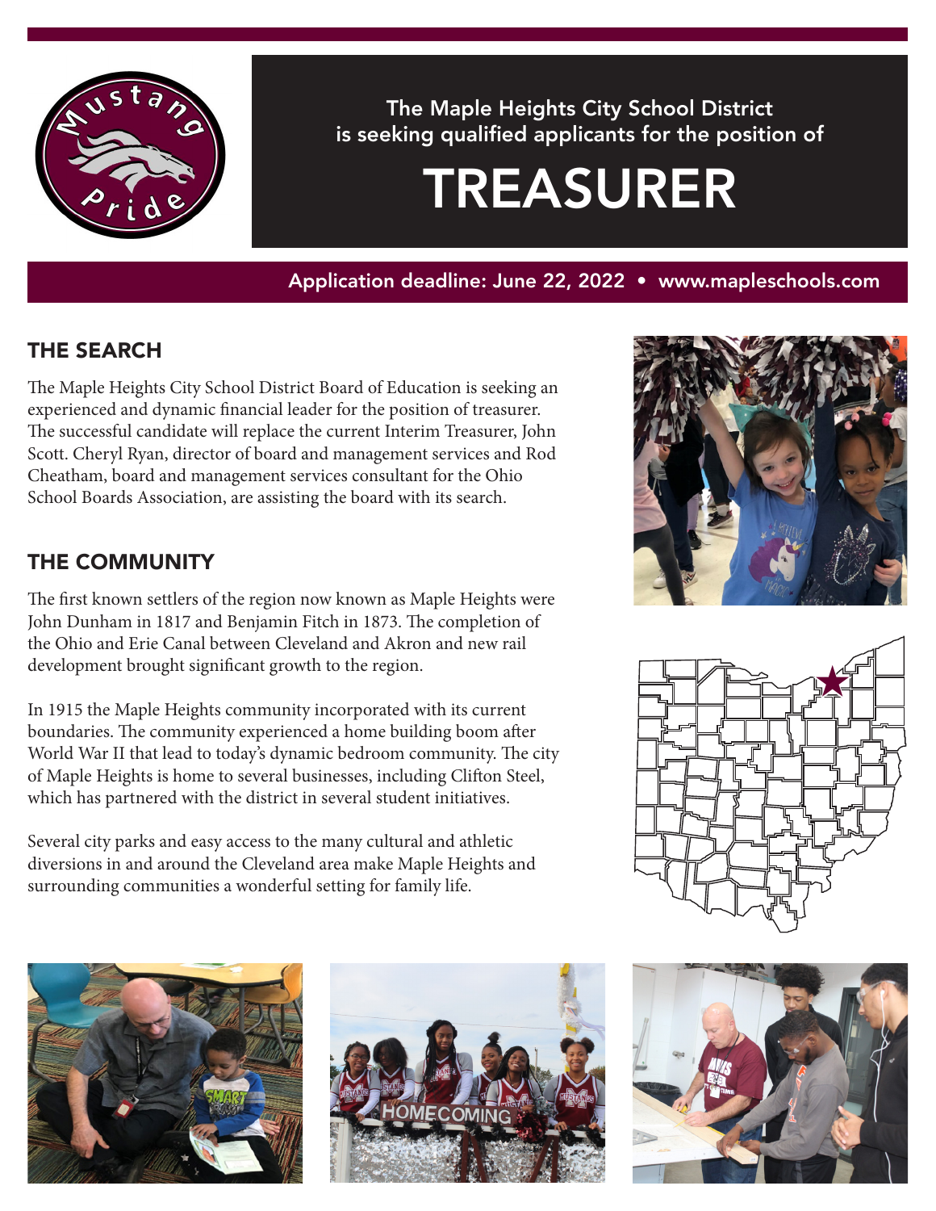The Maple Heights City School District is seeking qualified applicants for the position of

# TREASURER

Application deadline: June 22, 2022 • www.mapleschools.com

## THE SEARCH

The Maple Heights City School District Board of Education is seeking an experienced and dynamic financial leader for the position of treasurer. The successful candidate will replace the current Interim Treasurer, John Scott. Cheryl Ryan, director of board and management services and Rod Cheatham, board and management services consultant for the Ohio School Boards Association, are assisting the board with its search.

## THE COMMUNITY

The first known settlers of the region now known as Maple Heights were John Dunham in 1817 and Benjamin Fitch in 1873. The completion of the Ohio and Erie Canal between Cleveland and Akron and new rail development brought significant growth to the region.

In 1915 the Maple Heights community incorporated with its current boundaries. The community experienced a home building boom after World War II that lead to today's dynamic bedroom community. The city of Maple Heights is home to several businesses, including Clifton Steel, which has partnered with the district in several student initiatives.

Several city parks and easy access to the many cultural and athletic diversions in and around the Cleveland area make Maple Heights and surrounding communities a wonderful setting for family life.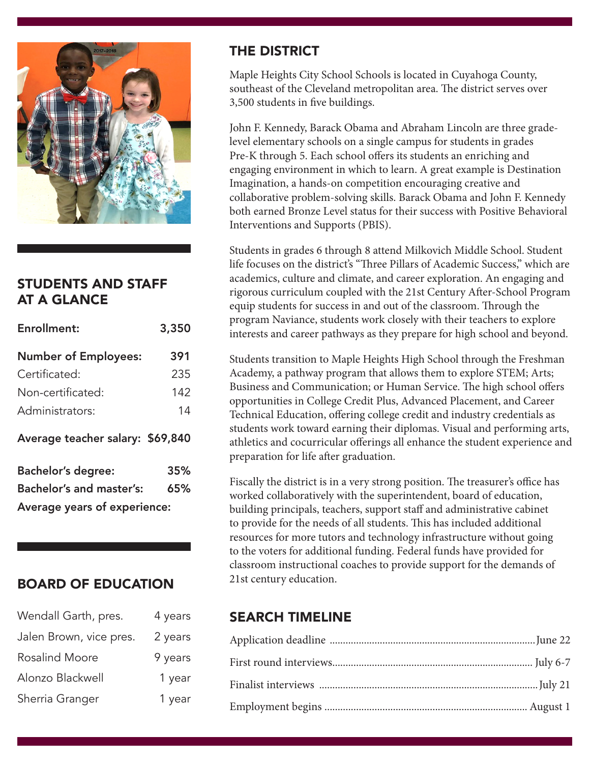## STUDENTS AND STAFF AT A GLANCE

| | |
|---|---|
| **Enrollment:** | **3,350** |
| **Number of Employees:** | **391** |
| Certificated: | 235 |
| Non-certificated: | 142 |
| Administrators: | 14 |
| **Average teacher salary:** | **$69,840** |
| **Bachelor's degree:** | **35%** |
| **Bachelor's and master's:** | **65%** |
| **Average years of experience:** | |

## BOARD OF EDUCATION

| | |
|---|---|
| Wendall Garth, pres. | 4 years |
| Jalen Brown, vice pres. | 2 years |
| Rosalind Moore | 9 years |
| Alonzo Blackwell | 1 year |
| Sherria Granger | 1 year |

## THE DISTRICT

Maple Heights City School Schools is located in Cuyahoga County, southeast of the Cleveland metropolitan area. The district serves over 3,500 students in five buildings.

John F. Kennedy, Barack Obama and Abraham Lincoln are three grade-level elementary schools on a single campus for students in grades Pre-K through 5. Each school offers its students an enriching and engaging environment in which to learn. A great example is Destination Imagination, a hands-on competition encouraging creative and collaborative problem-solving skills. Barack Obama and John F. Kennedy both earned Bronze Level status for their success with Positive Behavioral Interventions and Supports (PBIS).

Students in grades 6 through 8 attend Milkovich Middle School. Student life focuses on the district's "Three Pillars of Academic Success," which are academics, culture and climate, and career exploration. An engaging and rigorous curriculum coupled with the 21st Century After-School Program equip students for success in and out of the classroom. Through the program Naviance, students work closely with their teachers to explore interests and career pathways as they prepare for high school and beyond.

Students transition to Maple Heights High School through the Freshman Academy, a pathway program that allows them to explore STEM; Arts; Business and Communication; or Human Service. The high school offers opportunities in College Credit Plus, Advanced Placement, and Career Technical Education, offering college credit and industry credentials as students work toward earning their diplomas. Visual and performing arts, athletics and cocurricular offerings all enhance the student experience and preparation for life after graduation.

Fiscally the district is in a very strong position. The treasurer's office has worked collaboratively with the superintendent, board of education, building principals, teachers, support staff and administrative cabinet to provide for the needs of all students. This has included additional resources for more tutors and technology infrastructure without going to the voters for additional funding. Federal funds have provided for classroom instructional coaches to provide support for the demands of 21st century education.

## SEARCH TIMELINE

| | |
|---|---|
| Application deadline | June 22 |
| First round interviews | July 6-7 |
| Finalist interviews | July 21 |
| Employment begins | August 1 |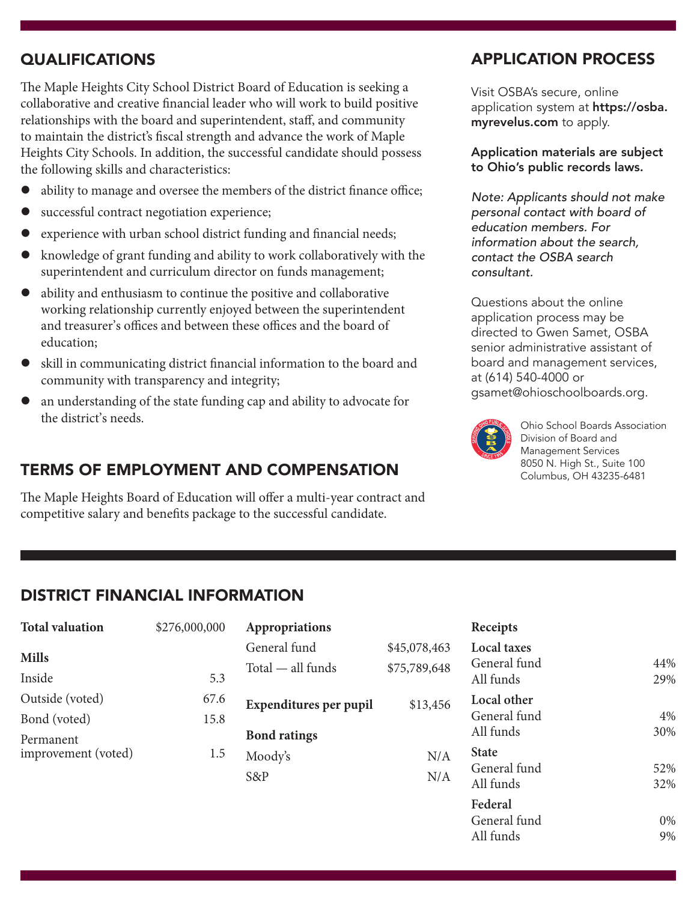## QUALIFICATIONS

The Maple Heights City School District Board of Education is seeking a collaborative and creative financial leader who will work to build positive relationships with the board and superintendent, staff, and community to maintain the district's fiscal strength and advance the work of Maple Heights City Schools. In addition, the successful candidate should possess the following skills and characteristics:

- ability to manage and oversee the members of the district finance office;
- successful contract negotiation experience;
- experience with urban school district funding and financial needs;
- knowledge of grant funding and ability to work collaboratively with the superintendent and curriculum director on funds management;
- ability and enthusiasm to continue the positive and collaborative working relationship currently enjoyed between the superintendent and treasurer's offices and between these offices and the board of education;
- skill in communicating district financial information to the board and community with transparency and integrity;
- an understanding of the state funding cap and ability to advocate for the district's needs.

## TERMS OF EMPLOYMENT AND COMPENSATION

The Maple Heights Board of Education will offer a multi-year contract and competitive salary and benefits package to the successful candidate.

## APPLICATION PROCESS

Visit OSBA's secure, online application system at **https://osba.myrevelus.com** to apply.

**Application materials are subject to Ohio's public records laws.**

*Note: Applicants should not make personal contact with board of education members. For information about the search, contact the OSBA search consultant.*

Questions about the online application process may be directed to Gwen Samet, OSBA senior administrative assistant of board and management services, at (614) 540-4000 or gsamet@ohioschoolboards.org.

Ohio School Boards Association
Division of Board and Management Services
8050 N. High St., Suite 100
Columbus, OH 43235-6481

## DISTRICT FINANCIAL INFORMATION

| | |
|---|---|
| **Total valuation** | $276,000,000 |
| **Mills** | |
| Inside | 5.3 |
| Outside (voted) | 67.6 |
| Bond (voted) | 15.8 |
| Permanent improvement (voted) | 1.5 |

| | |
|---|---|
| **Appropriations** | |
| General fund | $45,078,463 |
| Total — all funds | $75,789,648 |
| **Expenditures per pupil** | $13,456 |
| **Bond ratings** | |
| Moody's | N/A |
| S&P | N/A |

| | |
|---|---|
| **Receipts** | |
| **Local taxes** | |
| General fund | 44% |
| All funds | 29% |
| **Local other** | |
| General fund | 4% |
| All funds | 30% |
| **State** | |
| General fund | 52% |
| All funds | 32% |
| **Federal** | |
| General fund | 0% |
| All funds | 9% |